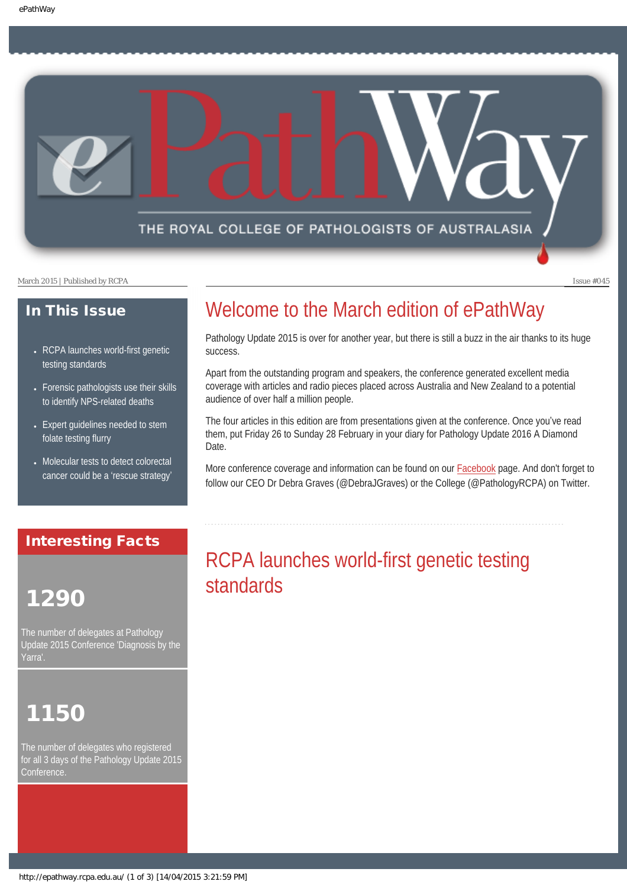# ePathWay

THE ROYAL COLLEGE OF PATHOLOGISTS OF AUSTRALASIA

March 2015 | Published by RCPA

Issue #045

## In This Issue

- RCPA launches world-first genetic testing standards
- Forensic pathologists use their skills to identify NPS-related deaths
- Expert guidelines needed to stem folate testing flurry
- Molecular tests to detect colorectal cancer could be a 'rescue strategy'

## Interesting Facts

### 1290

The number of delegates at Pathology Update 2015 Conference 'Diagnosis by the Yarra'.

### 1150

The number of delegates who registered for all 3 days of the Pathology Update 2015 Conference.

## Welcome to the March edition of ePathWay

Pathology Update 2015 is over for another year, but there is still a buzz in the air thanks to its huge success.

Apart from the outstanding program and speakers, the conference generated excellent media coverage with articles and radio pieces placed across Australia and New Zealand to a potential audience of over half a million people.

The four articles in this edition are from presentations given at the conference. Once you've read them, put Friday 26 to Sunday 28 February in your diary for Pathology Update 2016 A Diamond Date.

More conference coverage and information can be found on our Facebook page. And don't forget to follow our CEO Dr Debra Graves (@DebraJGraves) or the College (@PathologyRCPA) on Twitter.

## RCPA launches world-first genetic testing standards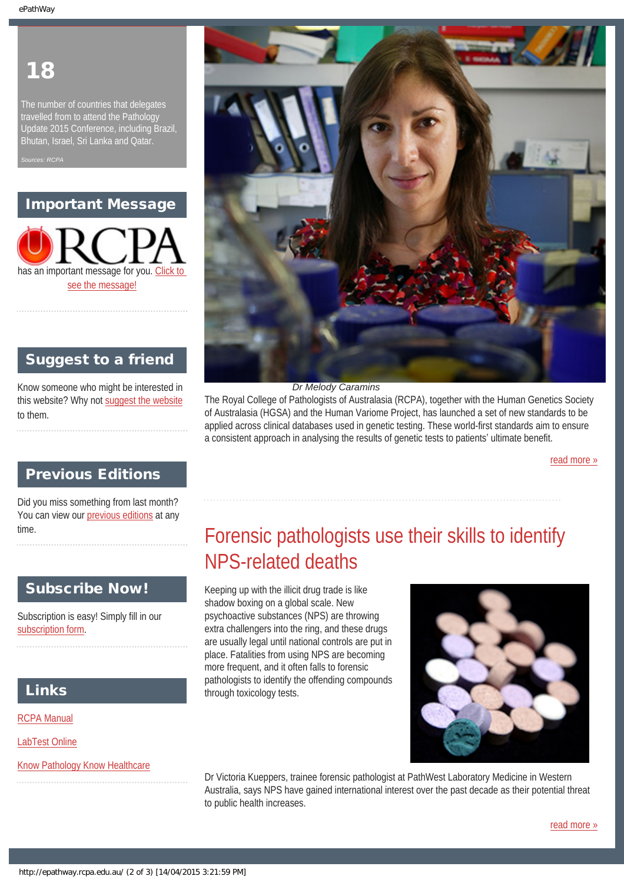# 18

The number of countries that delegates travelled from to attend the Pathology Update 2015 Conference, including Brazil, Bhutan, Israel, Sri Lanka and Qatar.

*Sources: RCPA*

## Important Message

RCPA has an important message for you. Click to see the message!

## Suggest to a friend

Know someone who might be interested in this website? Why not suggest the website to them.

## Previous Editions

Did you miss something from last month? You can view our previous editions at any time.

## Subscribe Now!

Subscription is easy! Simply fill in our subscription form.

## Links

RCPA Manual

LabTest Online

Know Pathology Know Healthcare

*Dr Melody Caramins*

The Royal College of Pathologists of Australasia (RCPA), together with the Human Genetics Society of Australasia (HGSA) and the Human Variome Project, has launched a set of new standards to be applied across clinical databases used in genetic testing. These world-first standards aim to ensure a consistent approach in analysing the results of genetic tests to patients' ultimate benefit.

read more »

## Forensic pathologists use their skills to identify NPS-related deaths

Keeping up with the illicit drug trade is like shadow boxing on a global scale. New psychoactive substances (NPS) are throwing extra challengers into the ring, and these drugs are usually legal until national controls are put in place. Fatalities from using NPS are becoming more frequent, and it often falls to forensic pathologists to identify the offending compounds through toxicology tests.

Dr Victoria Kueppers, trainee forensic pathologist at PathWest Laboratory Medicine in Western Australia, says NPS have gained international interest over the past decade as their potential threat to public health increases.

read more »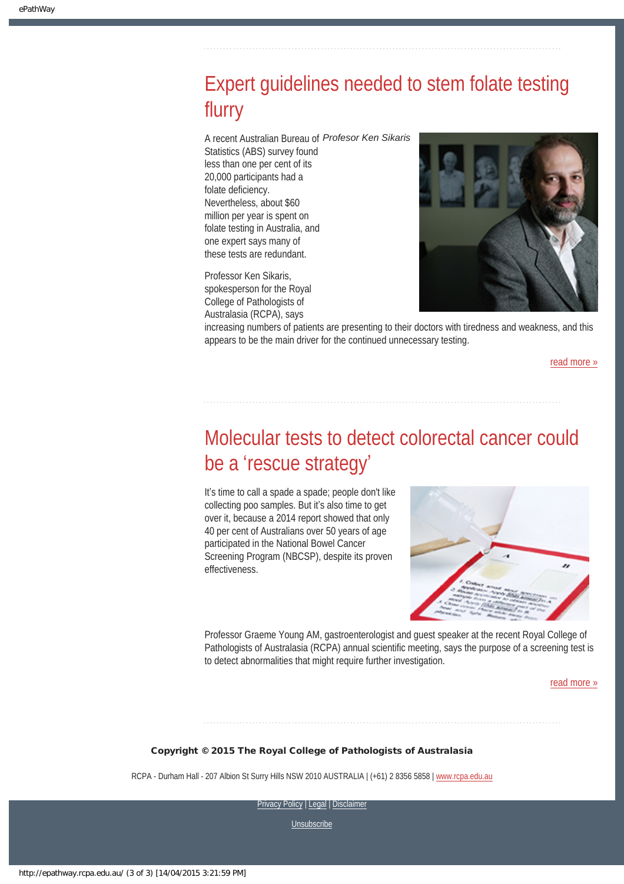## Expert guidelines needed to stem folate testing flurry

*Profesor Ken Sikaris*

A recent Australian Bureau of Statistics (ABS) survey found less than one per cent of its 20,000 participants had a folate deficiency. Nevertheless, about $60 million per year is spent on folate testing in Australia, and one expert says many of these tests are redundant.

Professor Ken Sikaris, spokesperson for the Royal College of Pathologists of Australasia (RCPA), says increasing numbers of patients are presenting to their doctors with tiredness and weakness, and this appears to be the main driver for the continued unnecessary testing.

read more »

## Molecular tests to detect colorectal cancer could be a 'rescue strategy'

It's time to call a spade a spade; people don't like collecting poo samples. But it's also time to get over it, because a 2014 report showed that only 40 per cent of Australians over 50 years of age participated in the National Bowel Cancer Screening Program (NBCSP), despite its proven effectiveness.

Professor Graeme Young AM, gastroenterologist and guest speaker at the recent Royal College of Pathologists of Australasia (RCPA) annual scientific meeting, says the purpose of a screening test is to detect abnormalities that might require further investigation.

read more »

**Copyright © 2015 The Royal College of Pathologists of Australasia**

RCPA - Durham Hall - 207 Albion St Surry Hills NSW 2010 AUSTRALIA | (+61) 2 8356 5858 | www.rcpa.edu.au

Privacy Policy | Legal | Disclaimer

Unsubscribe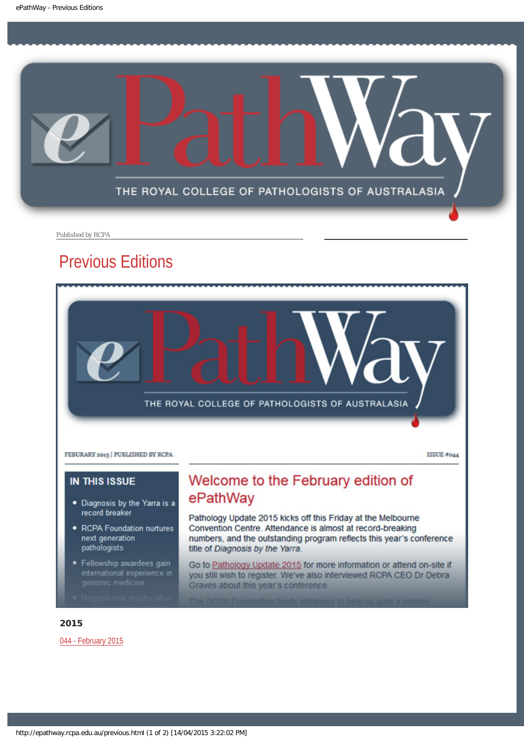Published by RCPA

# Previous Editions

FEBURARY 2015 | PUBLISHED BY RCPA

ISSUE #044

**IN THIS ISSUE**

- Diagnosis by the Yarra is a record breaker
- RCPA Foundation nurtures next generation pathologists
- Fellowship awardees gain international experience in genomic medicine
- Negative test results often

## Welcome to the February edition of ePathWay

Pathology Update 2015 kicks off this Friday at the Melbourne Convention Centre. Attendance is almost at record-breaking numbers, and the outstanding program reflects this year's conference title of *Diagnosis by the Yarra*.

Go to Pathology Update 2015 for more information or attend on-site if you still wish to register. We've also interviewed RCPA CEO Dr Debra Graves about this year's conference.

The RCPA Foundation funds initiatives to help us gain a greater

**2015**

044 - February 2015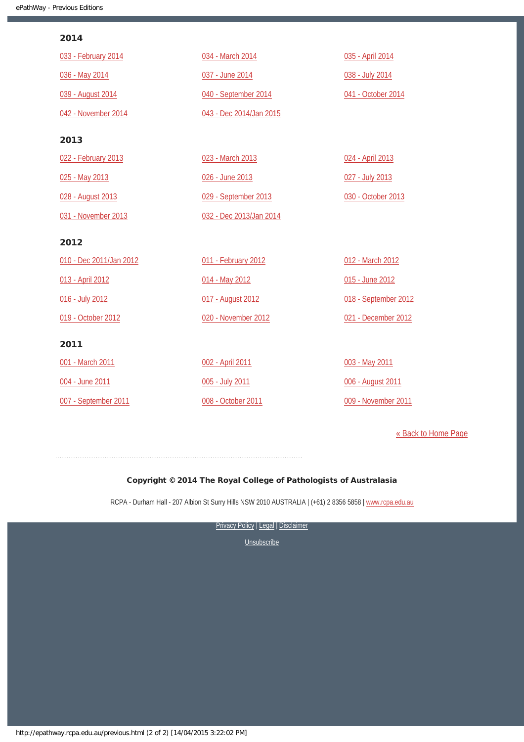## 2014

033 - February 2014

034 - March 2014

035 - April 2014

036 - May 2014

037 - June 2014

038 - July 2014

039 - August 2014

040 - September 2014

041 - October 2014

042 - November 2014

043 - Dec 2014/Jan 2015

## 2013

022 - February 2013

023 - March 2013

024 - April 2013

025 - May 2013

026 - June 2013

027 - July 2013

028 - August 2013

029 - September 2013

030 - October 2013

031 - November 2013

032 - Dec 2013/Jan 2014

## 2012

010 - Dec 2011/Jan 2012

011 - February 2012

012 - March 2012

013 - April 2012

014 - May 2012

015 - June 2012

016 - July 2012

017 - August 2012

018 - September 2012

019 - October 2012

020 - November 2012

021 - December 2012

## 2011

001 - March 2011

002 - April 2011

003 - May 2011

004 - June 2011

005 - July 2011

006 - August 2011

007 - September 2011

008 - October 2011

009 - November 2011

« Back to Home Page

**Copyright © 2014 The Royal College of Pathologists of Australasia**

RCPA - Durham Hall - 207 Albion St Surry Hills NSW 2010 AUSTRALIA | (+61) 2 8356 5858 | www.rcpa.edu.au

Privacy Policy | Legal | Disclaimer

Unsubscribe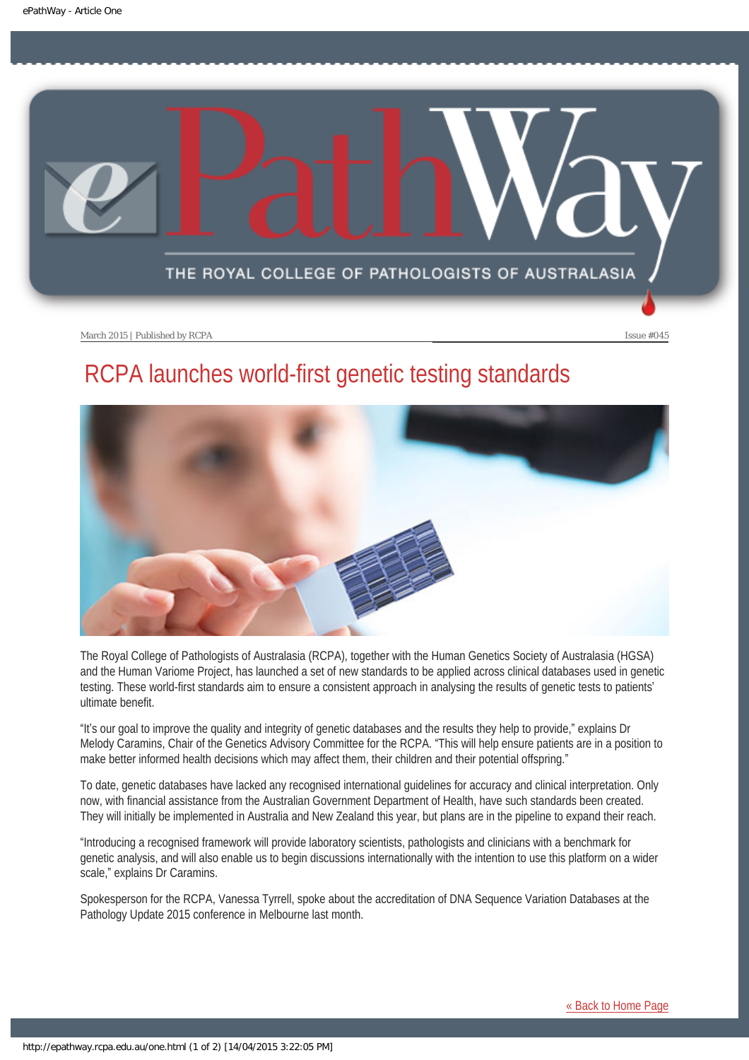March 2015 | Published by RCPA | Issue #045

# RCPA launches world-first genetic testing standards

The Royal College of Pathologists of Australasia (RCPA), together with the Human Genetics Society of Australasia (HGSA) and the Human Variome Project, has launched a set of new standards to be applied across clinical databases used in genetic testing. These world-first standards aim to ensure a consistent approach in analysing the results of genetic tests to patients' ultimate benefit.

"It's our goal to improve the quality and integrity of genetic databases and the results they help to provide," explains Dr Melody Caramins, Chair of the Genetics Advisory Committee for the RCPA. "This will help ensure patients are in a position to make better informed health decisions which may affect them, their children and their potential offspring."

To date, genetic databases have lacked any recognised international guidelines for accuracy and clinical interpretation. Only now, with financial assistance from the Australian Government Department of Health, have such standards been created. They will initially be implemented in Australia and New Zealand this year, but plans are in the pipeline to expand their reach.

"Introducing a recognised framework will provide laboratory scientists, pathologists and clinicians with a benchmark for genetic analysis, and will also enable us to begin discussions internationally with the intention to use this platform on a wider scale," explains Dr Caramins.

Spokesperson for the RCPA, Vanessa Tyrrell, spoke about the accreditation of DNA Sequence Variation Databases at the Pathology Update 2015 conference in Melbourne last month.

« Back to Home Page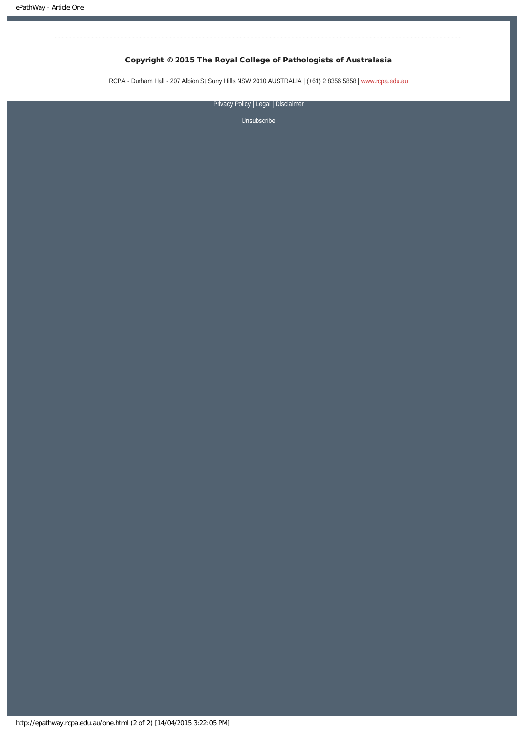**Copyright © 2015 The Royal College of Pathologists of Australasia**

RCPA - Durham Hall - 207 Albion St Surry Hills NSW 2010 AUSTRALIA | (+61) 2 8356 5858 | www.rcpa.edu.au

Privacy Policy | Legal | Disclaimer

Unsubscribe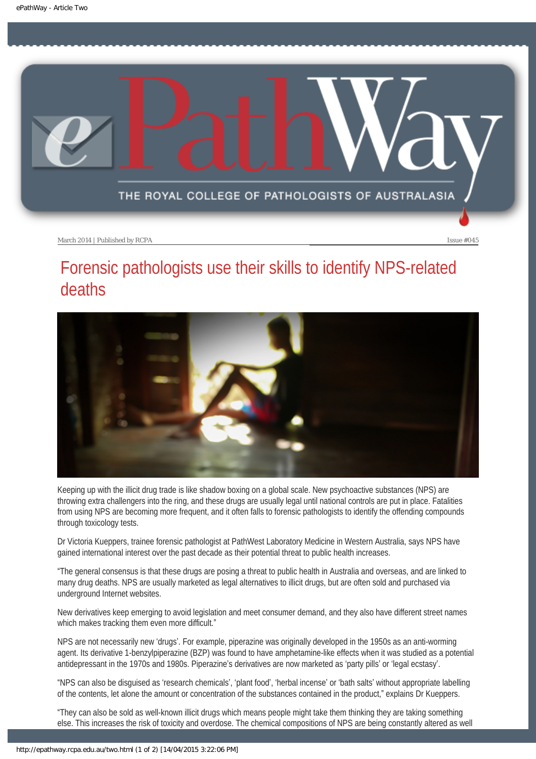March 2014 | Published by RCPA | Issue #045

# Forensic pathologists use their skills to identify NPS-related deaths

Keeping up with the illicit drug trade is like shadow boxing on a global scale. New psychoactive substances (NPS) are throwing extra challengers into the ring, and these drugs are usually legal until national controls are put in place. Fatalities from using NPS are becoming more frequent, and it often falls to forensic pathologists to identify the offending compounds through toxicology tests.

Dr Victoria Kueppers, trainee forensic pathologist at PathWest Laboratory Medicine in Western Australia, says NPS have gained international interest over the past decade as their potential threat to public health increases.

"The general consensus is that these drugs are posing a threat to public health in Australia and overseas, and are linked to many drug deaths. NPS are usually marketed as legal alternatives to illicit drugs, but are often sold and purchased via underground Internet websites.

New derivatives keep emerging to avoid legislation and meet consumer demand, and they also have different street names which makes tracking them even more difficult."

NPS are not necessarily new 'drugs'. For example, piperazine was originally developed in the 1950s as an anti-worming agent. Its derivative 1-benzylpiperazine (BZP) was found to have amphetamine-like effects when it was studied as a potential antidepressant in the 1970s and 1980s. Piperazine's derivatives are now marketed as 'party pills' or 'legal ecstasy'.

"NPS can also be disguised as 'research chemicals', 'plant food', 'herbal incense' or 'bath salts' without appropriate labelling of the contents, let alone the amount or concentration of the substances contained in the product," explains Dr Kueppers.

"They can also be sold as well-known illicit drugs which means people might take them thinking they are taking something else. This increases the risk of toxicity and overdose. The chemical compositions of NPS are being constantly altered as well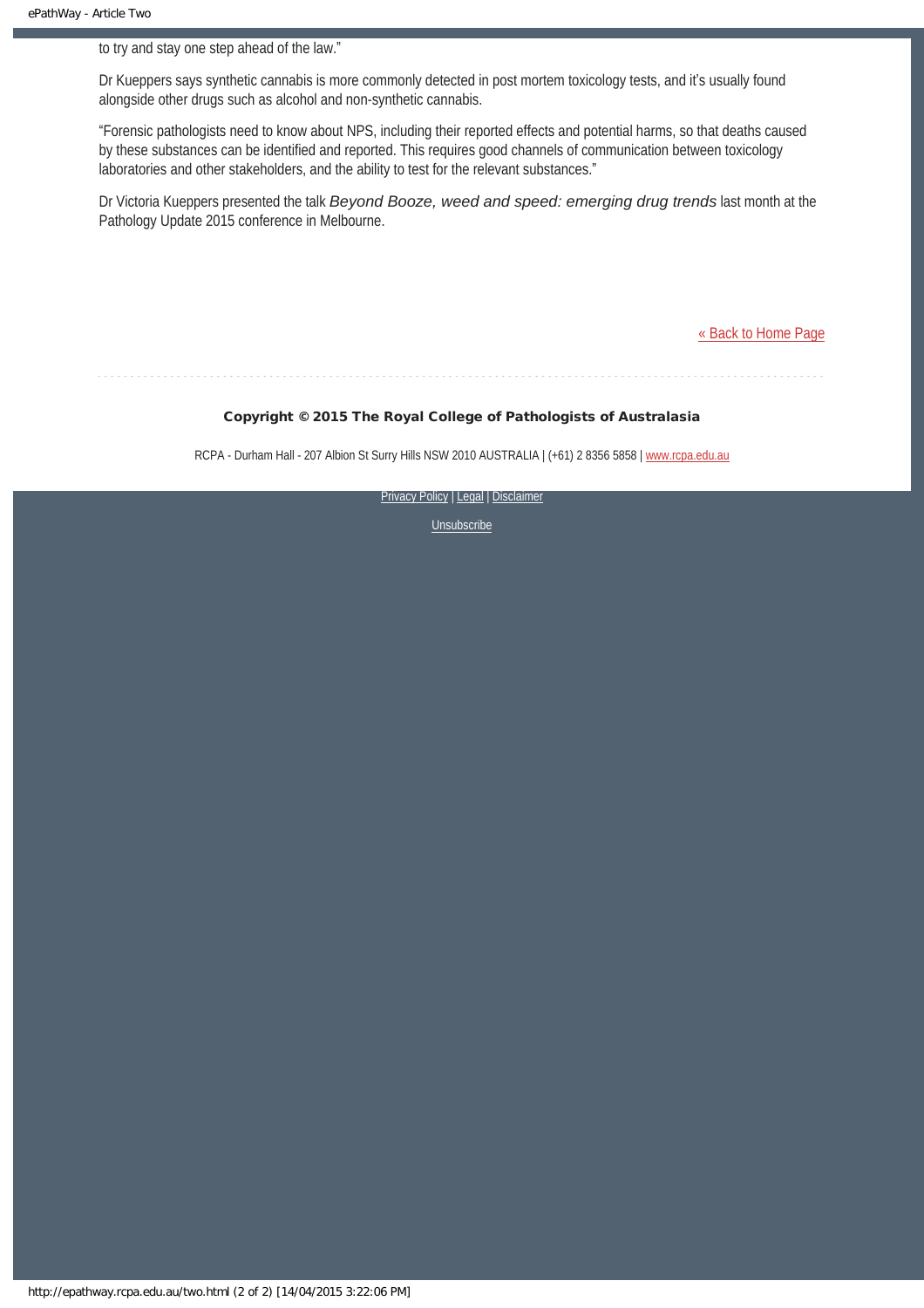to try and stay one step ahead of the law."

Dr Kueppers says synthetic cannabis is more commonly detected in post mortem toxicology tests, and it's usually found alongside other drugs such as alcohol and non-synthetic cannabis.

"Forensic pathologists need to know about NPS, including their reported effects and potential harms, so that deaths caused by these substances can be identified and reported. This requires good channels of communication between toxicology laboratories and other stakeholders, and the ability to test for the relevant substances."

Dr Victoria Kueppers presented the talk *Beyond Booze, weed and speed: emerging drug trends* last month at the Pathology Update 2015 conference in Melbourne.

[« Back to Home Page](#)

**Copyright © 2015 The Royal College of Pathologists of Australasia**

RCPA - Durham Hall - 207 Albion St Surry Hills NSW 2010 AUSTRALIA | (+61) 2 8356 5858 | www.rcpa.edu.au

Privacy Policy | Legal | Disclaimer

Unsubscribe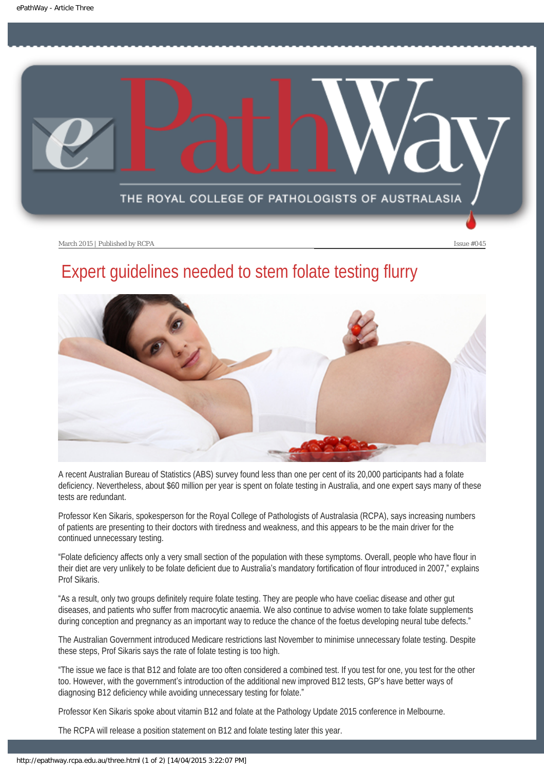March 2015 | Published by RCPA

Issue #045

# Expert guidelines needed to stem folate testing flurry

A recent Australian Bureau of Statistics (ABS) survey found less than one per cent of its 20,000 participants had a folate deficiency. Nevertheless, about $60 million per year is spent on folate testing in Australia, and one expert says many of these tests are redundant.

Professor Ken Sikaris, spokesperson for the Royal College of Pathologists of Australasia (RCPA), says increasing numbers of patients are presenting to their doctors with tiredness and weakness, and this appears to be the main driver for the continued unnecessary testing.

“Folate deficiency affects only a very small section of the population with these symptoms. Overall, people who have flour in their diet are very unlikely to be folate deficient due to Australia's mandatory fortification of flour introduced in 2007,” explains Prof Sikaris.

“As a result, only two groups definitely require folate testing. They are people who have coeliac disease and other gut diseases, and patients who suffer from macrocytic anaemia. We also continue to advise women to take folate supplements during conception and pregnancy as an important way to reduce the chance of the foetus developing neural tube defects.”

The Australian Government introduced Medicare restrictions last November to minimise unnecessary folate testing. Despite these steps, Prof Sikaris says the rate of folate testing is too high.

“The issue we face is that B12 and folate are too often considered a combined test. If you test for one, you test for the other too. However, with the government's introduction of the additional new improved B12 tests, GP's have better ways of diagnosing B12 deficiency while avoiding unnecessary testing for folate.”

Professor Ken Sikaris spoke about vitamin B12 and folate at the Pathology Update 2015 conference in Melbourne.

The RCPA will release a position statement on B12 and folate testing later this year.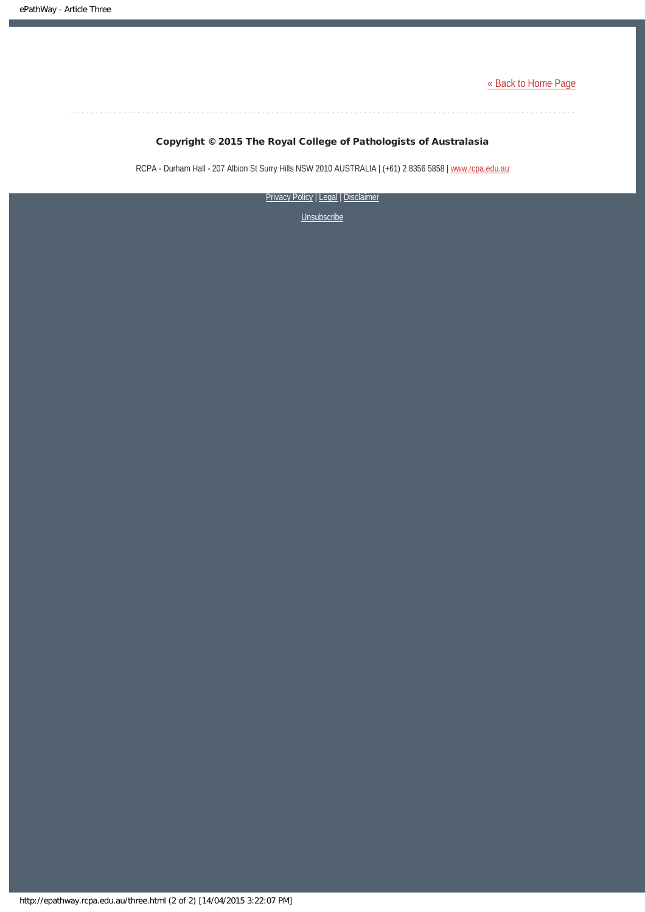[« Back to Home Page](http://epathway.rcpa.edu.au)

**Copyright © 2015 The Royal College of Pathologists of Australasia**

RCPA - Durham Hall - 207 Albion St Surry Hills NSW 2010 AUSTRALIA | (+61) 2 8356 5858 | www.rcpa.edu.au

Privacy Policy | Legal | Disclaimer

Unsubscribe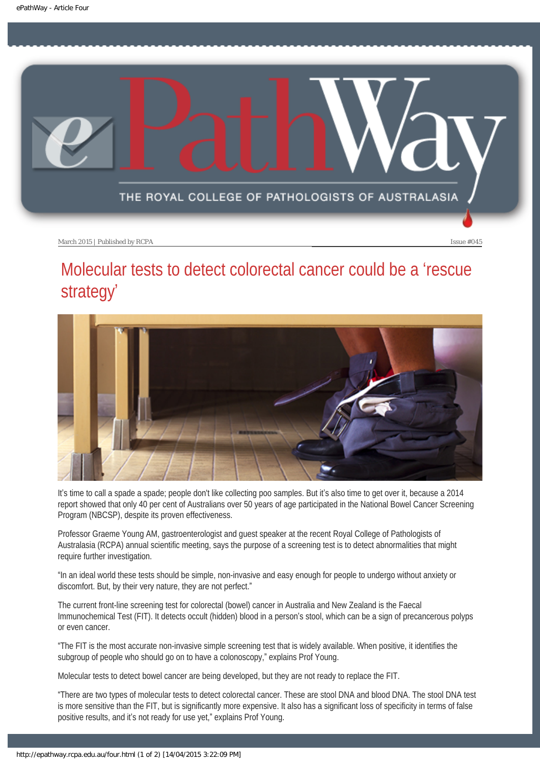# Molecular tests to detect colorectal cancer could be a 'rescue strategy'

It's time to call a spade a spade; people don't like collecting poo samples. But it's also time to get over it, because a 2014 report showed that only 40 per cent of Australians over 50 years of age participated in the National Bowel Cancer Screening Program (NBCSP), despite its proven effectiveness.

Professor Graeme Young AM, gastroenterologist and guest speaker at the recent Royal College of Pathologists of Australasia (RCPA) annual scientific meeting, says the purpose of a screening test is to detect abnormalities that might require further investigation.

"In an ideal world these tests should be simple, non-invasive and easy enough for people to undergo without anxiety or discomfort. But, by their very nature, they are not perfect."

The current front-line screening test for colorectal (bowel) cancer in Australia and New Zealand is the Faecal Immunochemical Test (FIT). It detects occult (hidden) blood in a person's stool, which can be a sign of precancerous polyps or even cancer.

"The FIT is the most accurate non-invasive simple screening test that is widely available. When positive, it identifies the subgroup of people who should go on to have a colonoscopy," explains Prof Young.

Molecular tests to detect bowel cancer are being developed, but they are not ready to replace the FIT.

"There are two types of molecular tests to detect colorectal cancer. These are stool DNA and blood DNA. The stool DNA test is more sensitive than the FIT, but is significantly more expensive. It also has a significant loss of specificity in terms of false positive results, and it's not ready for use yet," explains Prof Young.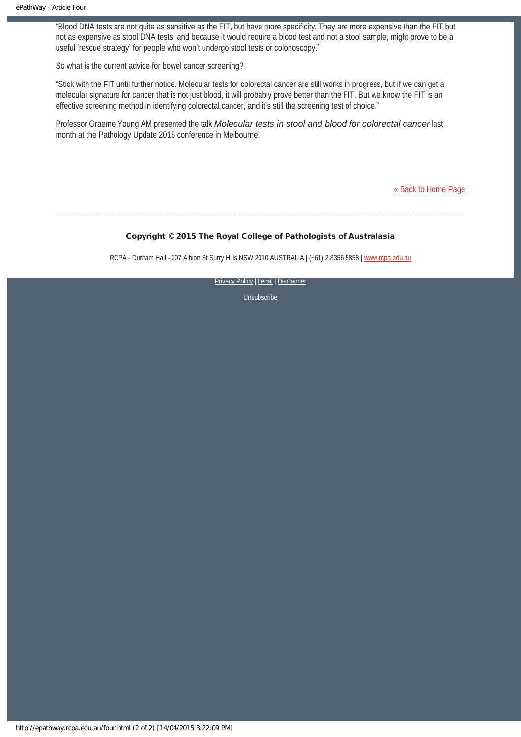"Blood DNA tests are not quite as sensitive as the FIT, but have more specificity. They are more expensive than the FIT but not as expensive as stool DNA tests, and because it would require a blood test and not a stool sample, might prove to be a useful 'rescue strategy' for people who won't undergo stool tests or colonoscopy."

So what is the current advice for bowel cancer screening?

"Stick with the FIT until further notice. Molecular tests for colorectal cancer are still works in progress, but if we can get a molecular signature for cancer that is not just blood, it will probably prove better than the FIT. But we know the FIT is an effective screening method in identifying colorectal cancer, and it's still the screening test of choice."

Professor Graeme Young AM presented the talk *Molecular tests in stool and blood for colorectal cancer* last month at the Pathology Update 2015 conference in Melbourne.

« Back to Home Page

---

**Copyright © 2015 The Royal College of Pathologists of Australasia**

RCPA - Durham Hall - 207 Albion St Surry Hills NSW 2010 AUSTRALIA | (+61) 2 8356 5858 | www.rcpa.edu.au

Privacy Policy | Legal | Disclaimer

Unsubscribe